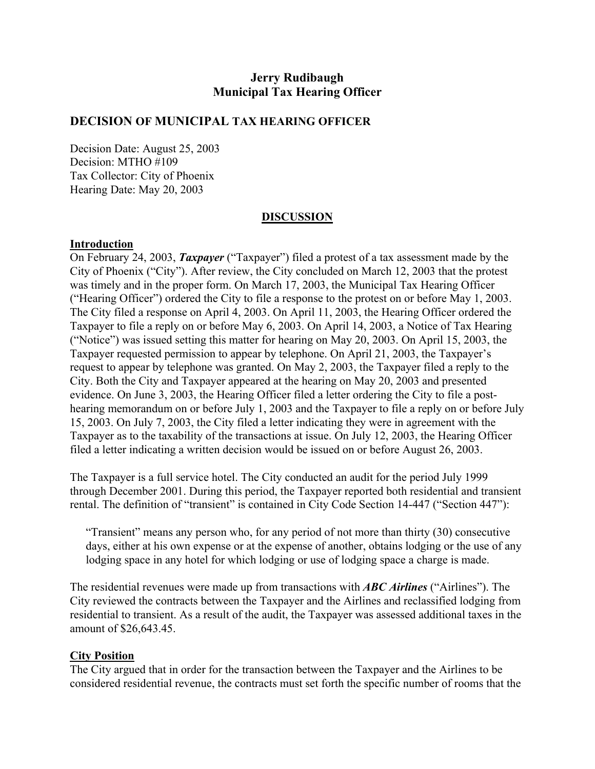**Jerry Rudibaugh**
**Municipal Tax Hearing Officer**

## DECISION OF MUNICIPAL TAX HEARING OFFICER

Decision Date: August 25, 2003
Decision: MTHO #109
Tax Collector: City of Phoenix
Hearing Date: May 20, 2003

### DISCUSSION

#### Introduction

On February 24, 2003, ***Taxpayer*** ("Taxpayer") filed a protest of a tax assessment made by the City of Phoenix ("City"). After review, the City concluded on March 12, 2003 that the protest was timely and in the proper form. On March 17, 2003, the Municipal Tax Hearing Officer ("Hearing Officer") ordered the City to file a response to the protest on or before May 1, 2003. The City filed a response on April 4, 2003. On April 11, 2003, the Hearing Officer ordered the Taxpayer to file a reply on or before May 6, 2003. On April 14, 2003, a Notice of Tax Hearing ("Notice") was issued setting this matter for hearing on May 20, 2003. On April 15, 2003, the Taxpayer requested permission to appear by telephone. On April 21, 2003, the Taxpayer's request to appear by telephone was granted. On May 2, 2003, the Taxpayer filed a reply to the City. Both the City and Taxpayer appeared at the hearing on May 20, 2003 and presented evidence. On June 3, 2003, the Hearing Officer filed a letter ordering the City to file a post-hearing memorandum on or before July 1, 2003 and the Taxpayer to file a reply on or before July 15, 2003. On July 7, 2003, the City filed a letter indicating they were in agreement with the Taxpayer as to the taxability of the transactions at issue. On July 12, 2003, the Hearing Officer filed a letter indicating a written decision would be issued on or before August 26, 2003.

The Taxpayer is a full service hotel. The City conducted an audit for the period July 1999 through December 2001. During this period, the Taxpayer reported both residential and transient rental. The definition of "transient" is contained in City Code Section 14-447 ("Section 447"):

> "Transient" means any person who, for any period of not more than thirty (30) consecutive days, either at his own expense or at the expense of another, obtains lodging or the use of any lodging space in any hotel for which lodging or use of lodging space a charge is made.

The residential revenues were made up from transactions with ***ABC Airlines*** ("Airlines"). The City reviewed the contracts between the Taxpayer and the Airlines and reclassified lodging from residential to transient. As a result of the audit, the Taxpayer was assessed additional taxes in the amount of $26,643.45.

#### City Position

The City argued that in order for the transaction between the Taxpayer and the Airlines to be considered residential revenue, the contracts must set forth the specific number of rooms that the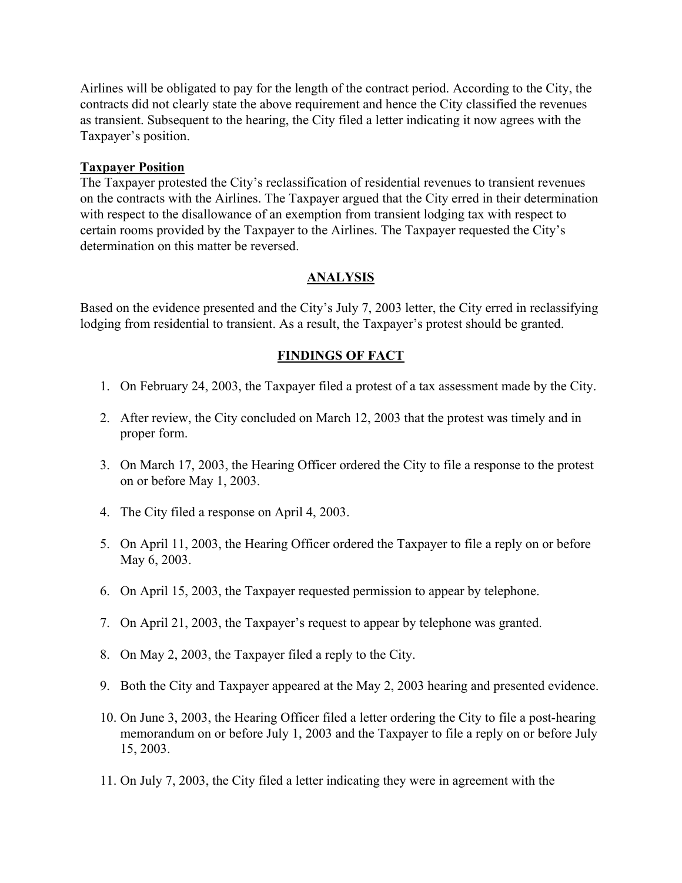Airlines will be obligated to pay for the length of the contract period. According to the City, the contracts did not clearly state the above requirement and hence the City classified the revenues as transient. Subsequent to the hearing, the City filed a letter indicating it now agrees with the Taxpayer's position.

**Taxpayer Position**

The Taxpayer protested the City's reclassification of residential revenues to transient revenues on the contracts with the Airlines. The Taxpayer argued that the City erred in their determination with respect to the disallowance of an exemption from transient lodging tax with respect to certain rooms provided by the Taxpayer to the Airlines. The Taxpayer requested the City's determination on this matter be reversed.

## ANALYSIS

Based on the evidence presented and the City's July 7, 2003 letter, the City erred in reclassifying lodging from residential to transient. As a result, the Taxpayer's protest should be granted.

## FINDINGS OF FACT

1. On February 24, 2003, the Taxpayer filed a protest of a tax assessment made by the City.
2. After review, the City concluded on March 12, 2003 that the protest was timely and in proper form.
3. On March 17, 2003, the Hearing Officer ordered the City to file a response to the protest on or before May 1, 2003.
4. The City filed a response on April 4, 2003.
5. On April 11, 2003, the Hearing Officer ordered the Taxpayer to file a reply on or before May 6, 2003.
6. On April 15, 2003, the Taxpayer requested permission to appear by telephone.
7. On April 21, 2003, the Taxpayer's request to appear by telephone was granted.
8. On May 2, 2003, the Taxpayer filed a reply to the City.
9. Both the City and Taxpayer appeared at the May 2, 2003 hearing and presented evidence.
10. On June 3, 2003, the Hearing Officer filed a letter ordering the City to file a post-hearing memorandum on or before July 1, 2003 and the Taxpayer to file a reply on or before July 15, 2003.
11. On July 7, 2003, the City filed a letter indicating they were in agreement with the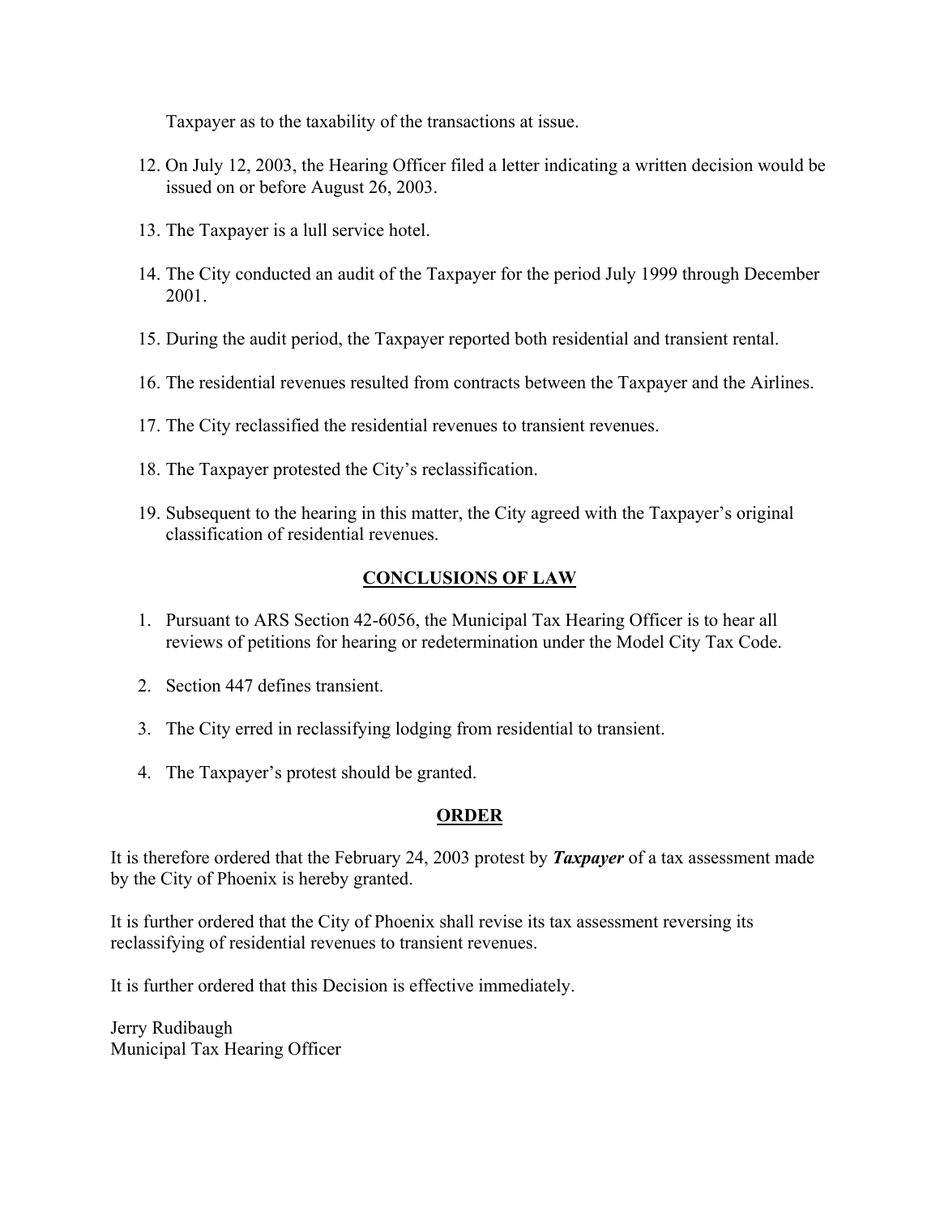Taxpayer as to the taxability of the transactions at issue.

12. On July 12, 2003, the Hearing Officer filed a letter indicating a written decision would be issued on or before August 26, 2003.

13. The Taxpayer is a lull service hotel.

14. The City conducted an audit of the Taxpayer for the period July 1999 through December 2001.

15. During the audit period, the Taxpayer reported both residential and transient rental.

16. The residential revenues resulted from contracts between the Taxpayer and the Airlines.

17. The City reclassified the residential revenues to transient revenues.

18. The Taxpayer protested the City's reclassification.

19. Subsequent to the hearing in this matter, the City agreed with the Taxpayer's original classification of residential revenues.

## CONCLUSIONS OF LAW

1. Pursuant to ARS Section 42-6056, the Municipal Tax Hearing Officer is to hear all reviews of petitions for hearing or redetermination under the Model City Tax Code.

2. Section 447 defines transient.

3. The City erred in reclassifying lodging from residential to transient.

4. The Taxpayer's protest should be granted.

## ORDER

It is therefore ordered that the February 24, 2003 protest by ***Taxpayer*** of a tax assessment made by the City of Phoenix is hereby granted.

It is further ordered that the City of Phoenix shall revise its tax assessment reversing its reclassifying of residential revenues to transient revenues.

It is further ordered that this Decision is effective immediately.

Jerry Rudibaugh
Municipal Tax Hearing Officer